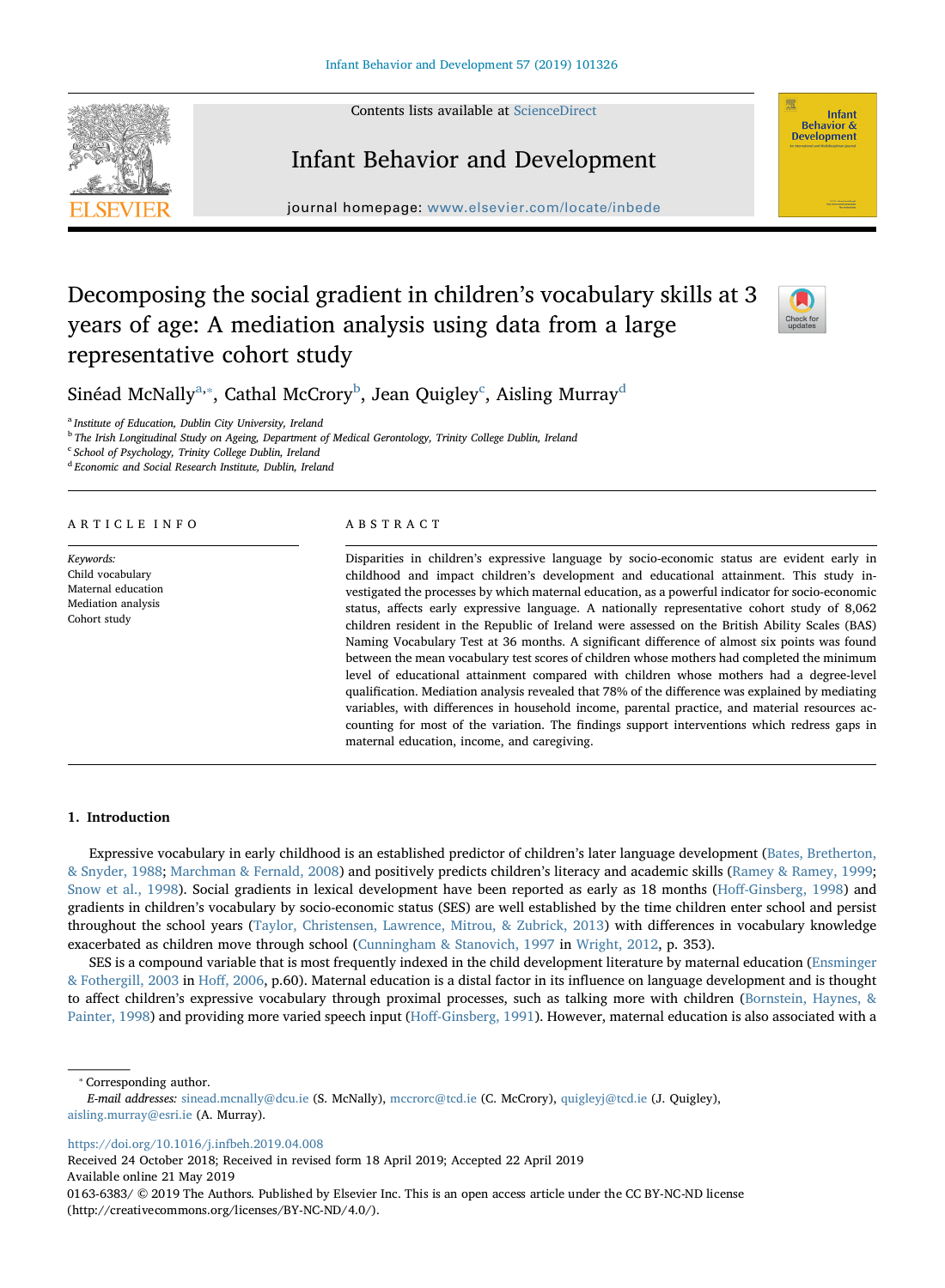# Decomposing the social gradient in children's vocabulary skills at 3 years of age: A mediation analysis using data from a large representative cohort study

Sinéad McNally[a,*], Cathal McCrory[b], Jean Quigley[c], Aisling Murray[d]

[a] *Institute of Education, Dublin City University, Ireland*
[b] *The Irish Longitudinal Study on Ageing, Department of Medical Gerontology, Trinity College Dublin, Ireland*
[c] *School of Psychology, Trinity College Dublin, Ireland*
[d] *Economic and Social Research Institute, Dublin, Ireland*

## ARTICLE INFO

*Keywords:*
Child vocabulary
Maternal education
Mediation analysis
Cohort study

## ABSTRACT

Disparities in children's expressive language by socio-economic status are evident early in childhood and impact children's development and educational attainment. This study investigated the processes by which maternal education, as a powerful indicator for socio-economic status, affects early expressive language. A nationally representative cohort study of 8,062 children resident in the Republic of Ireland were assessed on the British Ability Scales (BAS) Naming Vocabulary Test at 36 months. A significant difference of almost six points was found between the mean vocabulary test scores of children whose mothers had completed the minimum level of educational attainment compared with children whose mothers had a degree-level qualification. Mediation analysis revealed that 78% of the difference was explained by mediating variables, with differences in household income, parental practice, and material resources accounting for most of the variation. The findings support interventions which redress gaps in maternal education, income, and caregiving.

## 1. Introduction

Expressive vocabulary in early childhood is an established predictor of children's later language development (Bates, Bretherton, & Snyder, 1988; Marchman & Fernald, 2008) and positively predicts children's literacy and academic skills (Ramey & Ramey, 1999; Snow et al., 1998). Social gradients in lexical development have been reported as early as 18 months (Hoff-Ginsberg, 1998) and gradients in children's vocabulary by socio-economic status (SES) are well established by the time children enter school and persist throughout the school years (Taylor, Christensen, Lawrence, Mitrou, & Zubrick, 2013) with differences in vocabulary knowledge exacerbated as children move through school (Cunningham & Stanovich, 1997 in Wright, 2012, p. 353).

SES is a compound variable that is most frequently indexed in the child development literature by maternal education (Ensminger & Fothergill, 2003 in Hoff, 2006, p.60). Maternal education is a distal factor in its influence on language development and is thought to affect children's expressive vocabulary through proximal processes, such as talking more with children (Bornstein, Haynes, & Painter, 1998) and providing more varied speech input (Hoff-Ginsberg, 1991). However, maternal education is also associated with a

---

* Corresponding author.
*E-mail addresses:* sinead.mcnally@dcu.ie (S. McNally), mccrorc@tcd.ie (C. McCrory), quigleyj@tcd.ie (J. Quigley), aisling.murray@esri.ie (A. Murray).

https://doi.org/10.1016/j.infbeh.2019.04.008
Received 24 October 2018; Received in revised form 18 April 2019; Accepted 22 April 2019
Available online 21 May 2019
0163-6383/ © 2019 The Authors. Published by Elsevier Inc. This is an open access article under the CC BY-NC-ND license (http://creativecommons.org/licenses/BY-NC-ND/4.0/).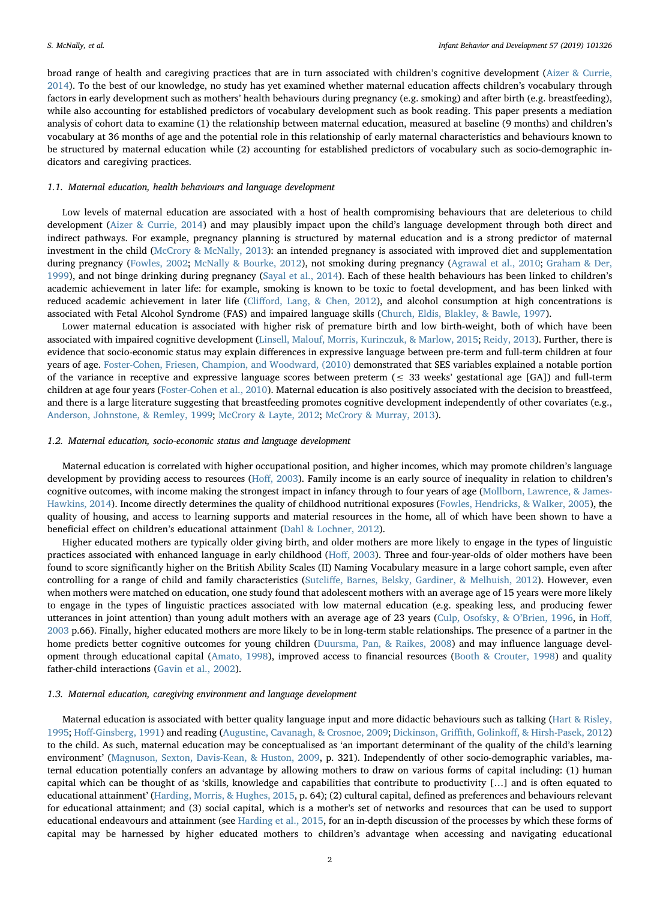broad range of health and caregiving practices that are in turn associated with children's cognitive development (Aizer & Currie, 2014). To the best of our knowledge, no study has yet examined whether maternal education affects children's vocabulary through factors in early development such as mothers' health behaviours during pregnancy (e.g. smoking) and after birth (e.g. breastfeeding), while also accounting for established predictors of vocabulary development such as book reading. This paper presents a mediation analysis of cohort data to examine (1) the relationship between maternal education, measured at baseline (9 months) and children's vocabulary at 36 months of age and the potential role in this relationship of early maternal characteristics and behaviours known to be structured by maternal education while (2) accounting for established predictors of vocabulary such as socio-demographic indicators and caregiving practices.

### 1.1. Maternal education, health behaviours and language development

Low levels of maternal education are associated with a host of health compromising behaviours that are deleterious to child development (Aizer & Currie, 2014) and may plausibly impact upon the child's language development through both direct and indirect pathways. For example, pregnancy planning is structured by maternal education and is a strong predictor of maternal investment in the child (McCrory & McNally, 2013): an intended pregnancy is associated with improved diet and supplementation during pregnancy (Fowles, 2002; McNally & Bourke, 2012), not smoking during pregnancy (Agrawal et al., 2010; Graham & Der, 1999), and not binge drinking during pregnancy (Sayal et al., 2014). Each of these health behaviours has been linked to children's academic achievement in later life: for example, smoking is known to be toxic to foetal development, and has been linked with reduced academic achievement in later life (Clifford, Lang, & Chen, 2012), and alcohol consumption at high concentrations is associated with Fetal Alcohol Syndrome (FAS) and impaired language skills (Church, Eldis, Blakley, & Bawle, 1997).

Lower maternal education is associated with higher risk of premature birth and low birth-weight, both of which have been associated with impaired cognitive development (Linsell, Malouf, Morris, Kurinczuk, & Marlow, 2015; Reidy, 2013). Further, there is evidence that socio-economic status may explain differences in expressive language between pre-term and full-term children at four years of age. Foster-Cohen, Friesen, Champion, and Woodward, (2010) demonstrated that SES variables explained a notable portion of the variance in receptive and expressive language scores between preterm ($\leq$ 33 weeks' gestational age [GA]) and full-term children at age four years (Foster-Cohen et al., 2010). Maternal education is also positively associated with the decision to breastfeed, and there is a large literature suggesting that breastfeeding promotes cognitive development independently of other covariates (e.g., Anderson, Johnstone, & Remley, 1999; McCrory & Layte, 2012; McCrory & Murray, 2013).

### 1.2. Maternal education, socio-economic status and language development

Maternal education is correlated with higher occupational position, and higher incomes, which may promote children's language development by providing access to resources (Hoff, 2003). Family income is an early source of inequality in relation to children's cognitive outcomes, with income making the strongest impact in infancy through to four years of age (Mollborn, Lawrence, & James-Hawkins, 2014). Income directly determines the quality of childhood nutritional exposures (Fowles, Hendricks, & Walker, 2005), the quality of housing, and access to learning supports and material resources in the home, all of which have been shown to have a beneficial effect on children's educational attainment (Dahl & Lochner, 2012).

Higher educated mothers are typically older giving birth, and older mothers are more likely to engage in the types of linguistic practices associated with enhanced language in early childhood (Hoff, 2003). Three and four-year-olds of older mothers have been found to score significantly higher on the British Ability Scales (II) Naming Vocabulary measure in a large cohort sample, even after controlling for a range of child and family characteristics (Sutcliffe, Barnes, Belsky, Gardiner, & Melhuish, 2012). However, even when mothers were matched on education, one study found that adolescent mothers with an average age of 15 years were more likely to engage in the types of linguistic practices associated with low maternal education (e.g. speaking less, and producing fewer utterances in joint attention) than young adult mothers with an average age of 23 years (Culp, Osofsky, & O'Brien, 1996, in Hoff, 2003 p.66). Finally, higher educated mothers are more likely to be in long-term stable relationships. The presence of a partner in the home predicts better cognitive outcomes for young children (Duursma, Pan, & Raikes, 2008) and may influence language development through educational capital (Amato, 1998), improved access to financial resources (Booth & Crouter, 1998) and quality father-child interactions (Gavin et al., 2002).

### 1.3. Maternal education, caregiving environment and language development

Maternal education is associated with better quality language input and more didactic behaviours such as talking (Hart & Risley, 1995; Hoff-Ginsberg, 1991) and reading (Augustine, Cavanagh, & Crosnoe, 2009; Dickinson, Griffith, Golinkoff, & Hirsh-Pasek, 2012) to the child. As such, maternal education may be conceptualised as 'an important determinant of the quality of the child's learning environment' (Magnuson, Sexton, Davis-Kean, & Huston, 2009, p. 321). Independently of other socio-demographic variables, maternal education potentially confers an advantage by allowing mothers to draw on various forms of capital including: (1) human capital which can be thought of as 'skills, knowledge and capabilities that contribute to productivity […] and is often equated to educational attainment' (Harding, Morris, & Hughes, 2015, p. 64); (2) cultural capital, defined as preferences and behaviours relevant for educational attainment; and (3) social capital, which is a mother's set of networks and resources that can be used to support educational endeavours and attainment (see Harding et al., 2015, for an in-depth discussion of the processes by which these forms of capital may be harnessed by higher educated mothers to children's advantage when accessing and navigating educational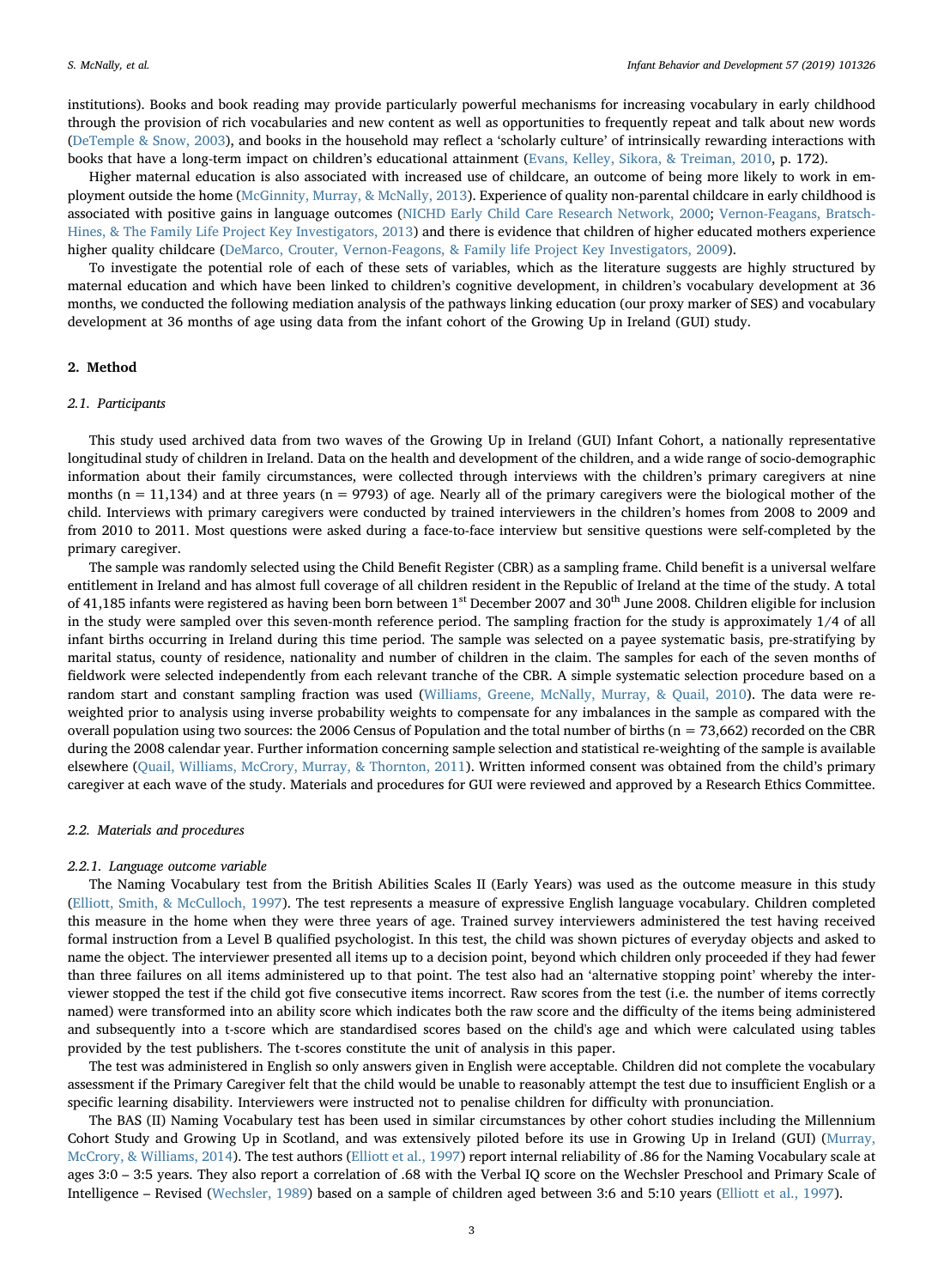institutions). Books and book reading may provide particularly powerful mechanisms for increasing vocabulary in early childhood through the provision of rich vocabularies and new content as well as opportunities to frequently repeat and talk about new words (DeTemple & Snow, 2003), and books in the household may reflect a 'scholarly culture' of intrinsically rewarding interactions with books that have a long-term impact on children's educational attainment (Evans, Kelley, Sikora, & Treiman, 2010, p. 172).

Higher maternal education is also associated with increased use of childcare, an outcome of being more likely to work in employment outside the home (McGinnity, Murray, & McNally, 2013). Experience of quality non-parental childcare in early childhood is associated with positive gains in language outcomes (NICHD Early Child Care Research Network, 2000; Vernon-Feagans, Bratsch-Hines, & The Family Life Project Key Investigators, 2013) and there is evidence that children of higher educated mothers experience higher quality childcare (DeMarco, Crouter, Vernon-Feagons, & Family life Project Key Investigators, 2009).

To investigate the potential role of each of these sets of variables, which as the literature suggests are highly structured by maternal education and which have been linked to children's cognitive development, in children's vocabulary development at 36 months, we conducted the following mediation analysis of the pathways linking education (our proxy marker of SES) and vocabulary development at 36 months of age using data from the infant cohort of the Growing Up in Ireland (GUI) study.

## 2. Method

### 2.1. Participants

This study used archived data from two waves of the Growing Up in Ireland (GUI) Infant Cohort, a nationally representative longitudinal study of children in Ireland. Data on the health and development of the children, and a wide range of socio-demographic information about their family circumstances, were collected through interviews with the children's primary caregivers at nine months (n = 11,134) and at three years (n = 9793) of age. Nearly all of the primary caregivers were the biological mother of the child. Interviews with primary caregivers were conducted by trained interviewers in the children's homes from 2008 to 2009 and from 2010 to 2011. Most questions were asked during a face-to-face interview but sensitive questions were self-completed by the primary caregiver.

The sample was randomly selected using the Child Benefit Register (CBR) as a sampling frame. Child benefit is a universal welfare entitlement in Ireland and has almost full coverage of all children resident in the Republic of Ireland at the time of the study. A total of 41,185 infants were registered as having been born between 1st December 2007 and 30th June 2008. Children eligible for inclusion in the study were sampled over this seven-month reference period. The sampling fraction for the study is approximately 1/4 of all infant births occurring in Ireland during this time period. The sample was selected on a payee systematic basis, pre-stratifying by marital status, county of residence, nationality and number of children in the claim. The samples for each of the seven months of fieldwork were selected independently from each relevant tranche of the CBR. A simple systematic selection procedure based on a random start and constant sampling fraction was used (Williams, Greene, McNally, Murray, & Quail, 2010). The data were re-weighted prior to analysis using inverse probability weights to compensate for any imbalances in the sample as compared with the overall population using two sources: the 2006 Census of Population and the total number of births (n = 73,662) recorded on the CBR during the 2008 calendar year. Further information concerning sample selection and statistical re-weighting of the sample is available elsewhere (Quail, Williams, McCrory, Murray, & Thornton, 2011). Written informed consent was obtained from the child's primary caregiver at each wave of the study. Materials and procedures for GUI were reviewed and approved by a Research Ethics Committee.

### 2.2. Materials and procedures

#### 2.2.1. Language outcome variable

The Naming Vocabulary test from the British Abilities Scales II (Early Years) was used as the outcome measure in this study (Elliott, Smith, & McCulloch, 1997). The test represents a measure of expressive English language vocabulary. Children completed this measure in the home when they were three years of age. Trained survey interviewers administered the test having received formal instruction from a Level B qualified psychologist. In this test, the child was shown pictures of everyday objects and asked to name the object. The interviewer presented all items up to a decision point, beyond which children only proceeded if they had fewer than three failures on all items administered up to that point. The test also had an 'alternative stopping point' whereby the interviewer stopped the test if the child got five consecutive items incorrect. Raw scores from the test (i.e. the number of items correctly named) were transformed into an ability score which indicates both the raw score and the difficulty of the items being administered and subsequently into a t-score which are standardised scores based on the child's age and which were calculated using tables provided by the test publishers. The t-scores constitute the unit of analysis in this paper.

The test was administered in English so only answers given in English were acceptable. Children did not complete the vocabulary assessment if the Primary Caregiver felt that the child would be unable to reasonably attempt the test due to insufficient English or a specific learning disability. Interviewers were instructed not to penalise children for difficulty with pronunciation.

The BAS (II) Naming Vocabulary test has been used in similar circumstances by other cohort studies including the Millennium Cohort Study and Growing Up in Scotland, and was extensively piloted before its use in Growing Up in Ireland (GUI) (Murray, McCrory, & Williams, 2014). The test authors (Elliott et al., 1997) report internal reliability of .86 for the Naming Vocabulary scale at ages 3:0 – 3:5 years. They also report a correlation of .68 with the Verbal IQ score on the Wechsler Preschool and Primary Scale of Intelligence – Revised (Wechsler, 1989) based on a sample of children aged between 3:6 and 5:10 years (Elliott et al., 1997).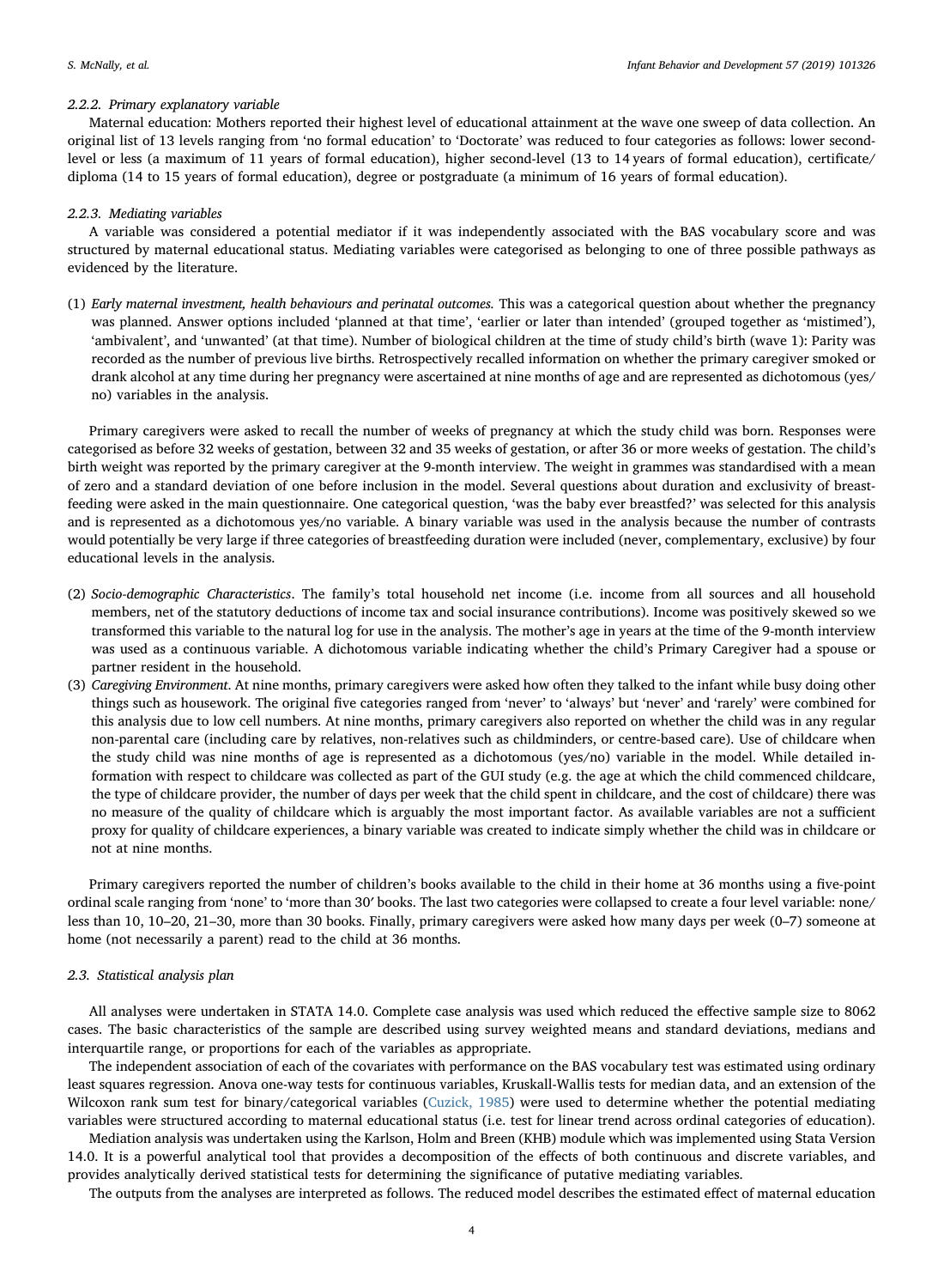### 2.2.2. Primary explanatory variable

Maternal education: Mothers reported their highest level of educational attainment at the wave one sweep of data collection. An original list of 13 levels ranging from 'no formal education' to 'Doctorate' was reduced to four categories as follows: lower second-level or less (a maximum of 11 years of formal education), higher second-level (13 to 14 years of formal education), certificate/diploma (14 to 15 years of formal education), degree or postgraduate (a minimum of 16 years of formal education).

### 2.2.3. Mediating variables

A variable was considered a potential mediator if it was independently associated with the BAS vocabulary score and was structured by maternal educational status. Mediating variables were categorised as belonging to one of three possible pathways as evidenced by the literature.

(1) *Early maternal investment, health behaviours and perinatal outcomes.* This was a categorical question about whether the pregnancy was planned. Answer options included 'planned at that time', 'earlier or later than intended' (grouped together as 'mistimed'), 'ambivalent', and 'unwanted' (at that time). Number of biological children at the time of study child's birth (wave 1): Parity was recorded as the number of previous live births. Retrospectively recalled information on whether the primary caregiver smoked or drank alcohol at any time during her pregnancy were ascertained at nine months of age and are represented as dichotomous (yes/no) variables in the analysis.

Primary caregivers were asked to recall the number of weeks of pregnancy at which the study child was born. Responses were categorised as before 32 weeks of gestation, between 32 and 35 weeks of gestation, or after 36 or more weeks of gestation. The child's birth weight was reported by the primary caregiver at the 9-month interview. The weight in grammes was standardised with a mean of zero and a standard deviation of one before inclusion in the model. Several questions about duration and exclusivity of breast-feeding were asked in the main questionnaire. One categorical question, 'was the baby ever breastfed?' was selected for this analysis and is represented as a dichotomous yes/no variable. A binary variable was used in the analysis because the number of contrasts would potentially be very large if three categories of breastfeeding duration were included (never, complementary, exclusive) by four educational levels in the analysis.

(2) *Socio-demographic Characteristics*. The family's total household net income (i.e. income from all sources and all household members, net of the statutory deductions of income tax and social insurance contributions). Income was positively skewed so we transformed this variable to the natural log for use in the analysis. The mother's age in years at the time of the 9-month interview was used as a continuous variable. A dichotomous variable indicating whether the child's Primary Caregiver had a spouse or partner resident in the household.
(3) *Caregiving Environment*. At nine months, primary caregivers were asked how often they talked to the infant while busy doing other things such as housework. The original five categories ranged from 'never' to 'always' but 'never' and 'rarely' were combined for this analysis due to low cell numbers. At nine months, primary caregivers also reported on whether the child was in any regular non-parental care (including care by relatives, non-relatives such as childminders, or centre-based care). Use of childcare when the study child was nine months of age is represented as a dichotomous (yes/no) variable in the model. While detailed information with respect to childcare was collected as part of the GUI study (e.g. the age at which the child commenced childcare, the type of childcare provider, the number of days per week that the child spent in childcare, and the cost of childcare) there was no measure of the quality of childcare which is arguably the most important factor. As available variables are not a sufficient proxy for quality of childcare experiences, a binary variable was created to indicate simply whether the child was in childcare or not at nine months.

Primary caregivers reported the number of children's books available to the child in their home at 36 months using a five-point ordinal scale ranging from 'none' to 'more than 30' books. The last two categories were collapsed to create a four level variable: none/less than 10, 10–20, 21–30, more than 30 books. Finally, primary caregivers were asked how many days per week (0–7) someone at home (not necessarily a parent) read to the child at 36 months.

## 2.3. Statistical analysis plan

All analyses were undertaken in STATA 14.0. Complete case analysis was used which reduced the effective sample size to 8062 cases. The basic characteristics of the sample are described using survey weighted means and standard deviations, medians and interquartile range, or proportions for each of the variables as appropriate.

The independent association of each of the covariates with performance on the BAS vocabulary test was estimated using ordinary least squares regression. Anova one-way tests for continuous variables, Kruskall-Wallis tests for median data, and an extension of the Wilcoxon rank sum test for binary/categorical variables (Cuzick, 1985) were used to determine whether the potential mediating variables were structured according to maternal educational status (i.e. test for linear trend across ordinal categories of education).

Mediation analysis was undertaken using the Karlson, Holm and Breen (KHB) module which was implemented using Stata Version 14.0. It is a powerful analytical tool that provides a decomposition of the effects of both continuous and discrete variables, and provides analytically derived statistical tests for determining the significance of putative mediating variables.

The outputs from the analyses are interpreted as follows. The reduced model describes the estimated effect of maternal education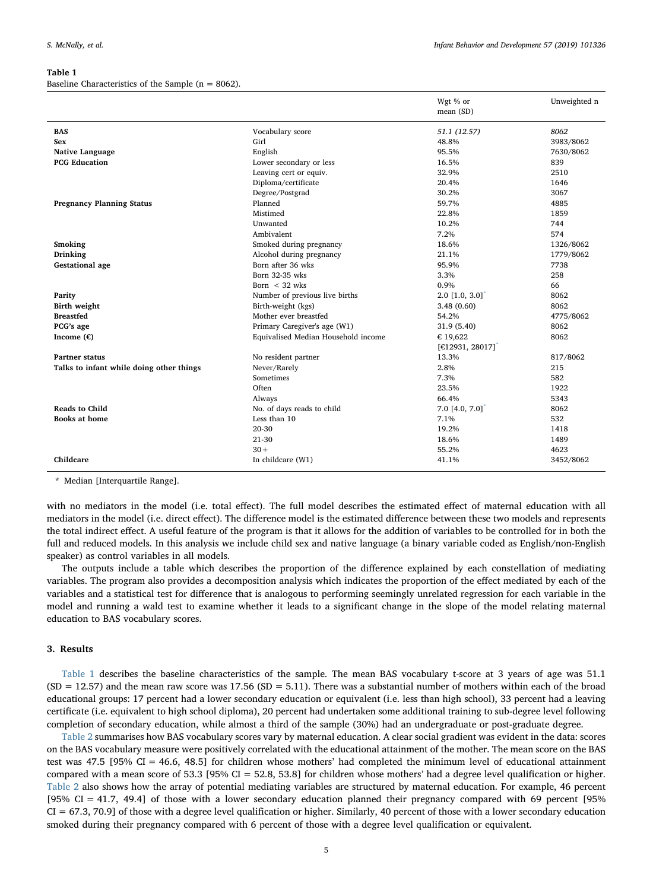**Table 1**
Baseline Characteristics of the Sample (n = 8062).

| | | Wgt % or mean (SD) | Unweighted n |
|---|---|---|---|
| **BAS** | Vocabulary score | *51.1 (12.57)* | *8062* |
| **Sex** | Girl | 48.8% | 3983/8062 |
| **Native Language** | English | 95.5% | 7630/8062 |
| **PCG Education** | Lower secondary or less | 16.5% | 839 |
| | Leaving cert or equiv. | 32.9% | 2510 |
| | Diploma/certificate | 20.4% | 1646 |
| | Degree/Postgrad | 30.2% | 3067 |
| **Pregnancy Planning Status** | Planned | 59.7% | 4885 |
| | Mistimed | 22.8% | 1859 |
| | Unwanted | 10.2% | 744 |
| | Ambivalent | 7.2% | 574 |
| **Smoking** | Smoked during pregnancy | 18.6% | 1326/8062 |
| **Drinking** | Alcohol during pregnancy | 21.1% | 1779/8062 |
| **Gestational age** | Born after 36 wks | 95.9% | 7738 |
| | Born 32-35 wks | 3.3% | 258 |
| | Born < 32 wks | 0.9% | 66 |
| **Parity** | Number of previous live births | 2.0 [1.0, 3.0]* | 8062 |
| **Birth weight** | Birth-weight (kgs) | 3.48 (0.60) | 8062 |
| **Breastfed** | Mother ever breastfed | 54.2% | 4775/8062 |
| **PCG's age** | Primary Caregiver's age (W1) | 31.9 (5.40) | 8062 |
| **Income (€)** | Equivalised Median Household income | € 19,622 [€12931, 28017]* | 8062 |
| **Partner status** | No resident partner | 13.3% | 817/8062 |
| **Talks to infant while doing other things** | Never/Rarely | 2.8% | 215 |
| | Sometimes | 7.3% | 582 |
| | Often | 23.5% | 1922 |
| | Always | 66.4% | 5343 |
| **Reads to Child** | No. of days reads to child | 7.0 [4.0, 7.0]* | 8062 |
| **Books at home** | Less than 10 | 7.1% | 532 |
| | 20-30 | 19.2% | 1418 |
| | 21-30 | 18.6% | 1489 |
| | 30+ | 55.2% | 4623 |
| **Childcare** | In childcare (W1) | 41.1% | 3452/8062 |

* Median [Interquartile Range].

with no mediators in the model (i.e. total effect). The full model describes the estimated effect of maternal education with all mediators in the model (i.e. direct effect). The difference model is the estimated difference between these two models and represents the total indirect effect. A useful feature of the program is that it allows for the addition of variables to be controlled for in both the full and reduced models. In this analysis we include child sex and native language (a binary variable coded as English/non-English speaker) as control variables in all models.

The outputs include a table which describes the proportion of the difference explained by each constellation of mediating variables. The program also provides a decomposition analysis which indicates the proportion of the effect mediated by each of the variables and a statistical test for difference that is analogous to performing seemingly unrelated regression for each variable in the model and running a wald test to examine whether it leads to a significant change in the slope of the model relating maternal education to BAS vocabulary scores.

## 3. Results

Table 1 describes the baseline characteristics of the sample. The mean BAS vocabulary t-score at 3 years of age was 51.1 (SD = 12.57) and the mean raw score was 17.56 (SD = 5.11). There was a substantial number of mothers within each of the broad educational groups: 17 percent had a lower secondary education or equivalent (i.e. less than high school), 33 percent had a leaving certificate (i.e. equivalent to high school diploma), 20 percent had undertaken some additional training to sub-degree level following completion of secondary education, while almost a third of the sample (30%) had an undergraduate or post-graduate degree.

Table 2 summarises how BAS vocabulary scores vary by maternal education. A clear social gradient was evident in the data: scores on the BAS vocabulary measure were positively correlated with the educational attainment of the mother. The mean score on the BAS test was 47.5 [95% CI = 46.6, 48.5] for children whose mothers' had completed the minimum level of educational attainment compared with a mean score of 53.3 [95% CI = 52.8, 53.8] for children whose mothers' had a degree level qualification or higher. Table 2 also shows how the array of potential mediating variables are structured by maternal education. For example, 46 percent [95% CI = 41.7, 49.4] of those with a lower secondary education planned their pregnancy compared with 69 percent [95% CI = 67.3, 70.9] of those with a degree level qualification or higher. Similarly, 40 percent of those with a lower secondary education smoked during their pregnancy compared with 6 percent of those with a degree level qualification or equivalent.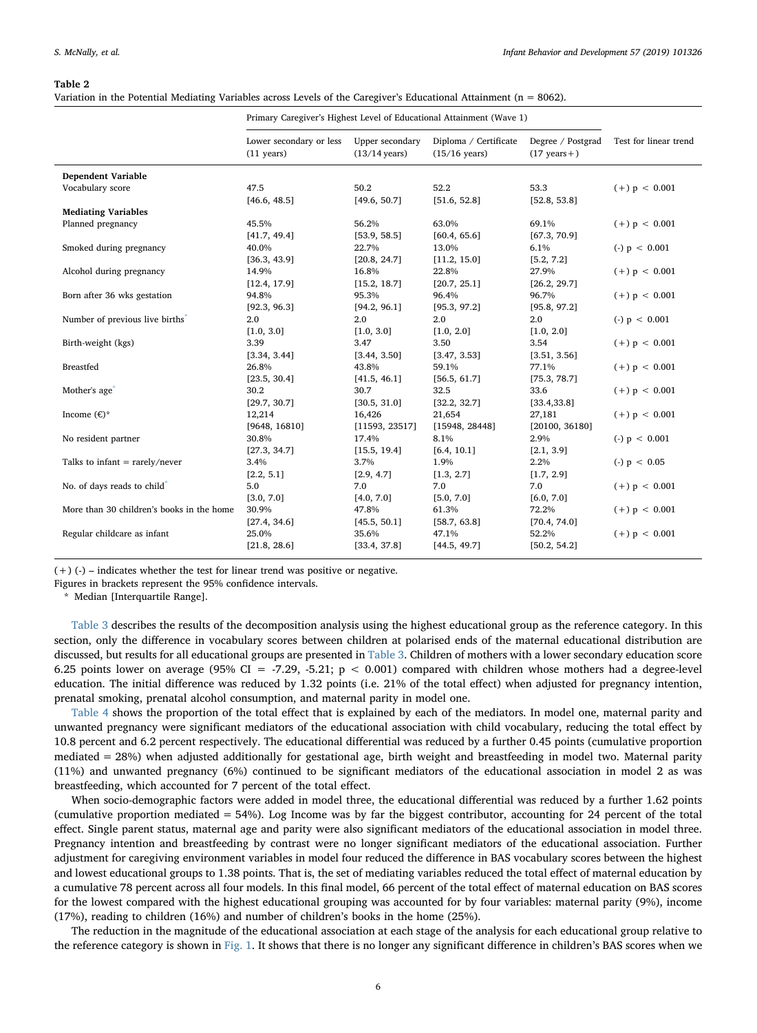**Table 2**
Variation in the Potential Mediating Variables across Levels of the Caregiver's Educational Attainment (n = 8062).

| | Primary Caregiver's Highest Level of Educational Attainment (Wave 1) | | | | |
|---|---|---|---|---|---|
| | Lower secondary or less (11 years) | Upper secondary (13/14 years) | Diploma / Certificate (15/16 years) | Degree / Postgrad (17 years+) | Test for linear trend |
| **Dependent Variable** | | | | | |
| Vocabulary score | 47.5 [46.6, 48.5] | 50.2 [49.6, 50.7] | 52.2 [51.6, 52.8] | 53.3 [52.8, 53.8] | (+) $p < 0.001$ |
| **Mediating Variables** | | | | | |
| Planned pregnancy | 45.5% [41.7, 49.4] | 56.2% [53.9, 58.5] | 63.0% [60.4, 65.6] | 69.1% [67.3, 70.9] | (+) $p < 0.001$ |
| Smoked during pregnancy | 40.0% [36.3, 43.9] | 22.7% [20.8, 24.7] | 13.0% [11.2, 15.0] | 6.1% [5.2, 7.2] | (-) $p < 0.001$ |
| Alcohol during pregnancy | 14.9% [12.4, 17.9] | 16.8% [15.2, 18.7] | 22.8% [20.7, 25.1] | 27.9% [26.2, 29.7] | (+) $p < 0.001$ |
| Born after 36 wks gestation | 94.8% [92.3, 96.3] | 95.3% [94.2, 96.1] | 96.4% [95.3, 97.2] | 96.7% [95.8, 97.2] | (+) $p < 0.001$ |
| Number of previous live births* | 2.0 [1.0, 3.0] | 2.0 [1.0, 3.0] | 2.0 [1.0, 2.0] | 2.0 [1.0, 2.0] | (-) $p < 0.001$ |
| Birth-weight (kgs) | 3.39 [3.34, 3.44] | 3.47 [3.44, 3.50] | 3.50 [3.47, 3.53] | 3.54 [3.51, 3.56] | (+) $p < 0.001$ |
| Breastfed | 26.8% [23.5, 30.4] | 43.8% [41.5, 46.1] | 59.1% [56.5, 61.7] | 77.1% [75.3, 78.7] | (+) $p < 0.001$ |
| Mother's age* | 30.2 [29.7, 30.7] | 30.7 [30.5, 31.0] | 32.5 [32.2, 32.7] | 33.6 [33.4,33.8] | (+) $p < 0.001$ |
| Income (€)* | 12,214 [9648, 16810] | 16,426 [11593, 23517] | 21,654 [15948, 28448] | 27,181 [20100, 36180] | (+) $p < 0.001$ |
| No resident partner | 30.8% [27.3, 34.7] | 17.4% [15.5, 19.4] | 8.1% [6.4, 10.1] | 2.9% [2.1, 3.9] | (-) $p < 0.001$ |
| Talks to infant = rarely/never | 3.4% [2.2, 5.1] | 3.7% [2.9, 4.7] | 1.9% [1.3, 2.7] | 2.2% [1.7, 2.9] | (-) $p < 0.05$ |
| No. of days reads to child* | 5.0 [3.0, 7.0] | 7.0 [4.0, 7.0] | 7.0 [5.0, 7.0] | 7.0 [6.0, 7.0] | (+) $p < 0.001$ |
| More than 30 children's books in the home | 30.9% [27.4, 34.6] | 47.8% [45.5, 50.1] | 61.3% [58.7, 63.8] | 72.2% [70.4, 74.0] | (+) $p < 0.001$ |
| Regular childcare as infant | 25.0% [21.8, 28.6] | 35.6% [33.4, 37.8] | 47.1% [44.5, 49.7] | 52.2% [50.2, 54.2] | (+) $p < 0.001$ |

(+) (-) – indicates whether the test for linear trend was positive or negative.
Figures in brackets represent the 95% confidence intervals.
* Median [Interquartile Range].

Table 3 describes the results of the decomposition analysis using the highest educational group as the reference category. In this section, only the difference in vocabulary scores between children at polarised ends of the maternal educational distribution are discussed, but results for all educational groups are presented in Table 3. Children of mothers with a lower secondary education score 6.25 points lower on average (95% CI = -7.29, -5.21; $p < 0.001$) compared with children whose mothers had a degree-level education. The initial difference was reduced by 1.32 points (i.e. 21% of the total effect) when adjusted for pregnancy intention, prenatal smoking, prenatal alcohol consumption, and maternal parity in model one.

Table 4 shows the proportion of the total effect that is explained by each of the mediators. In model one, maternal parity and unwanted pregnancy were significant mediators of the educational association with child vocabulary, reducing the total effect by 10.8 percent and 6.2 percent respectively. The educational differential was reduced by a further 0.45 points (cumulative proportion mediated = 28%) when adjusted additionally for gestational age, birth weight and breastfeeding in model two. Maternal parity (11%) and unwanted pregnancy (6%) continued to be significant mediators of the educational association in model 2 as was breastfeeding, which accounted for 7 percent of the total effect.

When socio-demographic factors were added in model three, the educational differential was reduced by a further 1.62 points (cumulative proportion mediated = 54%). Log Income was by far the biggest contributor, accounting for 24 percent of the total effect. Single parent status, maternal age and parity were also significant mediators of the educational association in model three. Pregnancy intention and breastfeeding by contrast were no longer significant mediators of the educational association. Further adjustment for caregiving environment variables in model four reduced the difference in BAS vocabulary scores between the highest and lowest educational groups to 1.38 points. That is, the set of mediating variables reduced the total effect of maternal education by a cumulative 78 percent across all four models. In this final model, 66 percent of the total effect of maternal education on BAS scores for the lowest compared with the highest educational grouping was accounted for by four variables: maternal parity (9%), income (17%), reading to children (16%) and number of children's books in the home (25%).

The reduction in the magnitude of the educational association at each stage of the analysis for each educational group relative to the reference category is shown in Fig. 1. It shows that there is no longer any significant difference in children's BAS scores when we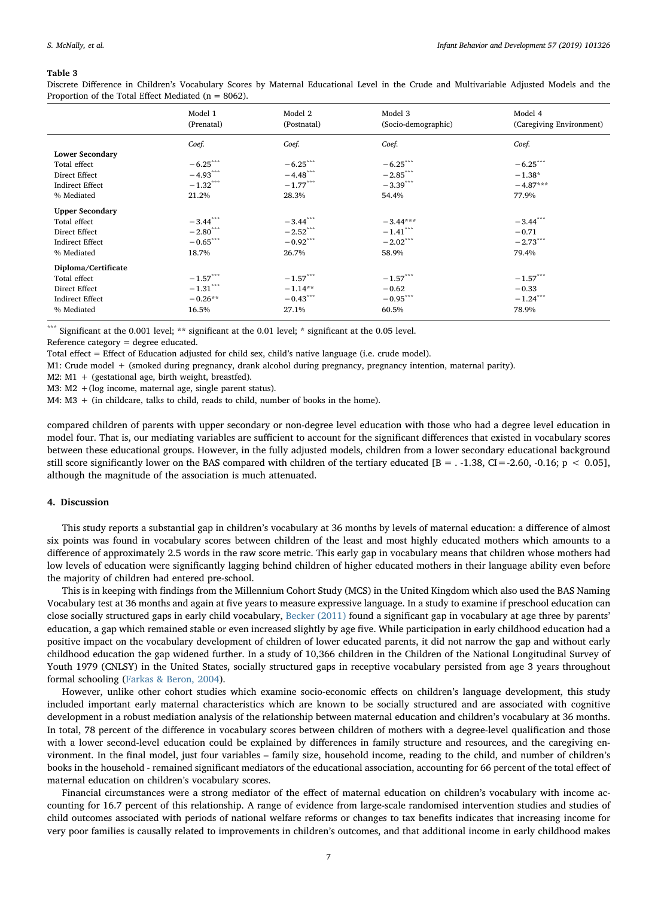**Table 3**

Discrete Difference in Children's Vocabulary Scores by Maternal Educational Level in the Crude and Multivariable Adjusted Models and the Proportion of the Total Effect Mediated (n = 8062).

| | Model 1 (Prenatal) | Model 2 (Postnatal) | Model 3 (Socio-demographic) | Model 4 (Caregiving Environment) |
|---|---|---|---|---|
| | *Coef.* | *Coef.* | *Coef.* | *Coef.* |
| **Lower Secondary** | | | | |
| Total effect | −6.25*** | −6.25*** | −6.25*** | −6.25*** |
| Direct Effect | −4.93*** | −4.48*** | −2.85*** | −1.38* |
| Indirect Effect | −1.32*** | −1.77*** | −3.39*** | −4.87*** |
| % Mediated | 21.2% | 28.3% | 54.4% | 77.9% |
| **Upper Secondary** | | | | |
| Total effect | −3.44*** | −3.44*** | −3.44*** | −3.44*** |
| Direct Effect | −2.80*** | −2.52*** | −1.41*** | −0.71 |
| Indirect Effect | −0.65*** | −0.92*** | −2.02*** | −2.73*** |
| % Mediated | 18.7% | 26.7% | 58.9% | 79.4% |
| **Diploma/Certificate** | | | | |
| Total effect | −1.57*** | −1.57*** | −1.57*** | −1.57*** |
| Direct Effect | −1.31*** | −1.14** | −0.62 | −0.33 |
| Indirect Effect | −0.26** | −0.43*** | −0.95*** | −1.24*** |
| % Mediated | 16.5% | 27.1% | 60.5% | 78.9% |

*** Significant at the 0.001 level; ** significant at the 0.01 level; * significant at the 0.05 level.

Reference category = degree educated.

Total effect = Effect of Education adjusted for child sex, child's native language (i.e. crude model).

M1: Crude model + (smoked during pregnancy, drank alcohol during pregnancy, pregnancy intention, maternal parity).

M2: M1 + (gestational age, birth weight, breastfed).

M3: M2 + (log income, maternal age, single parent status).

M4: M3 + (in childcare, talks to child, reads to child, number of books in the home).

compared children of parents with upper secondary or non-degree level education with those who had a degree level education in model four. That is, our mediating variables are sufficient to account for the significant differences that existed in vocabulary scores between these educational groups. However, in the fully adjusted models, children from a lower secondary educational background still score significantly lower on the BAS compared with children of the tertiary educated [B = . -1.38, CI = -2.60, -0.16; $p < 0.05$], although the magnitude of the association is much attenuated.

## 4. Discussion

This study reports a substantial gap in children's vocabulary at 36 months by levels of maternal education: a difference of almost six points was found in vocabulary scores between children of the least and most highly educated mothers which amounts to a difference of approximately 2.5 words in the raw score metric. This early gap in vocabulary means that children whose mothers had low levels of education were significantly lagging behind children of higher educated mothers in their language ability even before the majority of children had entered pre-school.

This is in keeping with findings from the Millennium Cohort Study (MCS) in the United Kingdom which also used the BAS Naming Vocabulary test at 36 months and again at five years to measure expressive language. In a study to examine if preschool education can close socially structured gaps in early child vocabulary, Becker (2011) found a significant gap in vocabulary at age three by parents' education, a gap which remained stable or even increased slightly by age five. While participation in early childhood education had a positive impact on the vocabulary development of children of lower educated parents, it did not narrow the gap and without early childhood education the gap widened further. In a study of 10,366 children in the Children of the National Longitudinal Survey of Youth 1979 (CNLSY) in the United States, socially structured gaps in receptive vocabulary persisted from age 3 years throughout formal schooling (Farkas & Beron, 2004).

However, unlike other cohort studies which examine socio-economic effects on children's language development, this study included important early maternal characteristics which are known to be socially structured and are associated with cognitive development in a robust mediation analysis of the relationship between maternal education and children's vocabulary at 36 months. In total, 78 percent of the difference in vocabulary scores between children of mothers with a degree-level qualification and those with a lower second-level education could be explained by differences in family structure and resources, and the caregiving environment. In the final model, just four variables – family size, household income, reading to the child, and number of children's books in the household - remained significant mediators of the educational association, accounting for 66 percent of the total effect of maternal education on children's vocabulary scores.

Financial circumstances were a strong mediator of the effect of maternal education on children's vocabulary with income accounting for 16.7 percent of this relationship. A range of evidence from large-scale randomised intervention studies and studies of child outcomes associated with periods of national welfare reforms or changes to tax benefits indicates that increasing income for very poor families is causally related to improvements in children's outcomes, and that additional income in early childhood makes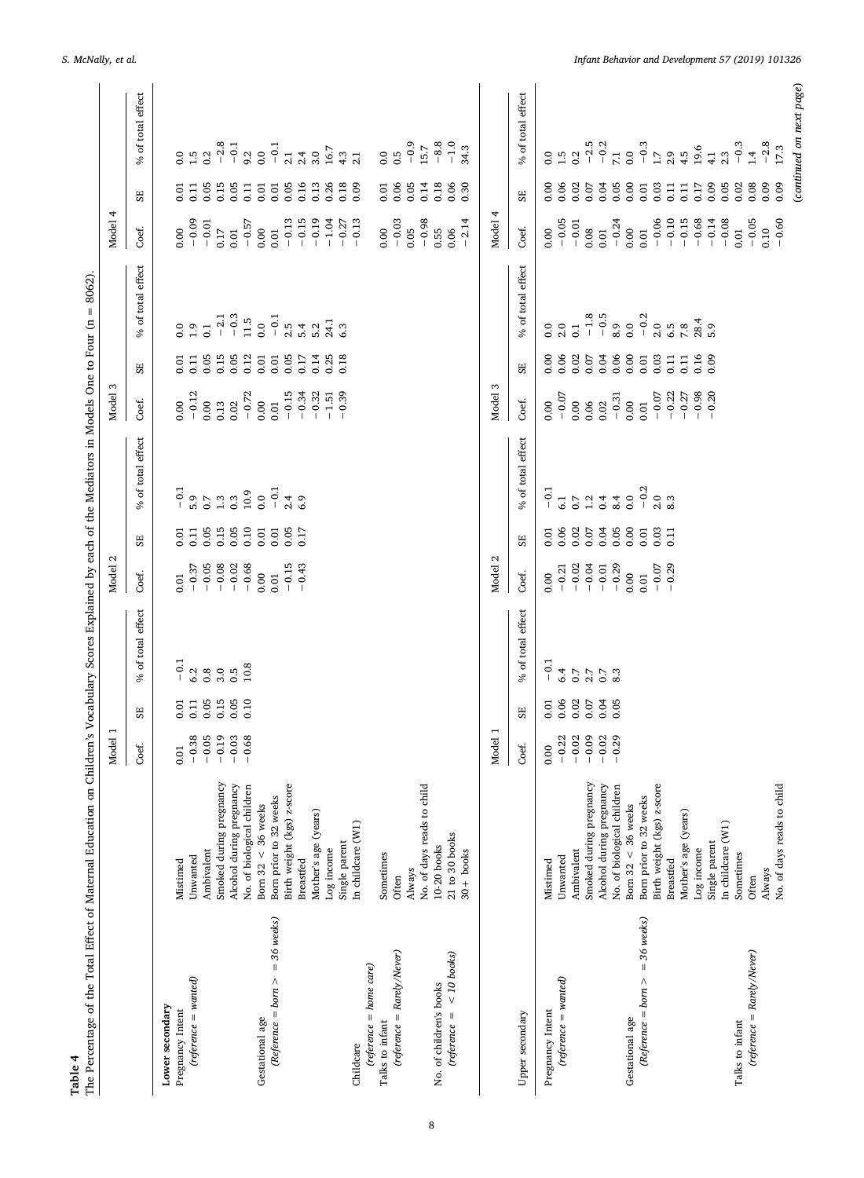**Table 4**
The Percentage of the Total Effect of Maternal Education on Children's Vocabulary Scores Explained by each of the Mediators in Models One to Four (n = 8062).

| | | Model 1 | | | Model 2 | | | Model 3 | | | Model 4 | | |
|---|---|---|---|---|---|---|---|---|---|---|---|---|---|
| | | Coef. | SE | % of total effect | Coef. | SE | % of total effect | Coef. | SE | % of total effect | Coef. | SE | % of total effect |
| **Lower secondary** | | | | | | | | | | | | | |
| Pregnancy Intent | Mistimed | 0.01 | 0.01 | −0.1 | 0.01 | 0.01 | −0.1 | 0.00 | 0.01 | 0.0 | 0.00 | 0.01 | 0.0 |
| *(reference = wanted)* | Unwanted | −0.38 | 0.11 | 6.2 | −0.37 | 0.11 | 5.9 | −0.12 | 0.11 | 1.9 | −0.09 | 0.11 | 1.5 |
| | Ambivalent | −0.05 | 0.05 | 0.8 | −0.05 | 0.05 | 0.7 | 0.00 | 0.05 | 0.1 | −0.01 | 0.05 | 0.2 |
| | Smoked during pregnancy | −0.19 | 0.15 | 3.0 | −0.08 | 0.15 | 1.3 | 0.13 | 0.15 | −2.1 | 0.17 | 0.15 | −2.8 |
| | Alcohol during pregnancy | −0.03 | 0.05 | 0.5 | −0.02 | 0.05 | 0.3 | 0.02 | 0.05 | −0.3 | 0.01 | 0.05 | −0.1 |
| | No. of biological children | −0.68 | 0.10 | 10.8 | −0.68 | 0.10 | 10.9 | −0.72 | 0.12 | 11.5 | −0.57 | 0.11 | 9.2 |
| Gestational age | Born 32 < 36 weeks | | | | 0.00 | 0.01 | 0.0 | 0.00 | 0.01 | 0.0 | 0.00 | 0.01 | 0.0 |
| *(Reference = born > = 36 weeks)* | Born prior to 32 weeks | | | | 0.01 | 0.01 | −0.1 | 0.01 | 0.01 | −0.1 | 0.01 | 0.01 | −0.1 |
| | Birth weight (kgs) z-score | | | | −0.15 | 0.05 | 2.4 | −0.15 | 0.05 | 2.5 | −0.13 | 0.05 | 2.1 |
| | Breastfed | | | | −0.43 | 0.17 | 6.9 | −0.34 | 0.17 | 5.4 | −0.15 | 0.16 | 2.4 |
| | Mother's age (years) | | | | | | | −0.32 | 0.14 | 5.2 | −0.19 | 0.13 | 3.0 |
| | Log income | | | | | | | −1.51 | 0.25 | 24.1 | −1.04 | 0.26 | 16.7 |
| | Single parent | | | | | | | −0.39 | 0.18 | 6.3 | −0.27 | 0.18 | 4.3 |
| Childcare | In childcare (W1) | | | | | | | | | | −0.13 | 0.09 | 2.1 |
| *(reference = home care)* | | | | | | | | | | | | | |
| Talks to infant | Sometimes | | | | | | | | | | 0.00 | 0.01 | 0.0 |
| *(reference = Rarely/Never)* | Often | | | | | | | | | | −0.03 | 0.06 | 0.5 |
| | Always | | | | | | | | | | 0.05 | 0.05 | −0.9 |
| | No. of days reads to child | | | | | | | | | | −0.98 | 0.14 | 15.7 |
| No. of children's books | 10-20 books | | | | | | | | | | 0.55 | 0.18 | −8.8 |
| *(reference = < 10 books)* | 21 to 30 books | | | | | | | | | | 0.06 | 0.06 | −1.0 |
| | 30+ books | | | | | | | | | | −2.14 | 0.30 | 34.3 |

| | | Model 1 | | | Model 2 | | | Model 3 | | | Model 4 | | |
|---|---|---|---|---|---|---|---|---|---|---|---|---|---|
| Upper secondary | | Coef. | SE | % of total effect | Coef. | SE | % of total effect | Coef. | SE | % of total effect | Coef. | SE | % of total effect |
| Pregnancy Intent | Mistimed | 0.00 | 0.01 | −0.1 | 0.00 | 0.01 | −0.1 | 0.00 | 0.00 | 0.0 | 0.00 | 0.00 | 0.0 |
| *(reference = wanted)* | Unwanted | −0.22 | 0.06 | 6.4 | −0.21 | 0.06 | 6.1 | −0.07 | 0.06 | 2.0 | −0.05 | 0.06 | 1.5 |
| | Ambivalent | −0.02 | 0.02 | 0.7 | −0.02 | 0.02 | 0.7 | 0.00 | 0.02 | 0.1 | −0.01 | 0.02 | 0.2 |
| | Smoked during pregnancy | −0.09 | 0.07 | 2.7 | −0.04 | 0.07 | 1.2 | 0.06 | 0.07 | −1.8 | 0.08 | 0.07 | −2.5 |
| | Alcohol during pregnancy | −0.02 | 0.04 | 0.7 | −0.01 | 0.04 | 0.4 | 0.02 | 0.04 | −0.5 | 0.01 | 0.04 | −0.2 |
| | No. of biological children | −0.29 | 0.05 | 8.3 | −0.29 | 0.05 | 8.4 | −0.31 | 0.06 | 8.9 | −0.24 | 0.05 | 7.1 |
| Gestational age | Born 32 < 36 weeks | | | | 0.00 | 0.00 | 0.0 | 0.00 | 0.00 | 0.0 | 0.00 | 0.00 | 0.0 |
| *(Reference = born > = 36 weeks)* | Born prior to 32 weeks | | | | 0.01 | 0.01 | −0.2 | 0.01 | 0.01 | −0.2 | 0.01 | 0.01 | −0.3 |
| | Birth weight (kgs) z-score | | | | −0.07 | 0.03 | 2.0 | −0.07 | 0.03 | 2.0 | −0.06 | 0.03 | 1.7 |
| | Breastfed | | | | −0.29 | 0.11 | 8.3 | −0.22 | 0.11 | 6.5 | −0.10 | 0.11 | 2.9 |
| | Mother's age (years) | | | | | | | −0.27 | 0.11 | 7.8 | −0.15 | 0.11 | 4.5 |
| | Log income | | | | | | | −0.98 | 0.16 | 28.4 | −0.68 | 0.17 | 19.6 |
| | Single parent | | | | | | | −0.20 | 0.09 | 5.9 | −0.14 | 0.09 | 4.1 |
| | In childcare (W1) | | | | | | | | | | −0.08 | 0.05 | 2.3 |
| Talks to infant | Sometimes | | | | | | | | | | 0.01 | 0.02 | −0.3 |
| *(reference = Rarely/Never)* | Often | | | | | | | | | | −0.05 | 0.08 | 1.4 |
| | Always | | | | | | | | | | 0.10 | 0.09 | −2.8 |
| | No. of days reads to child | | | | | | | | | | −0.60 | 0.09 | 17.3 |

*(continued on next page)*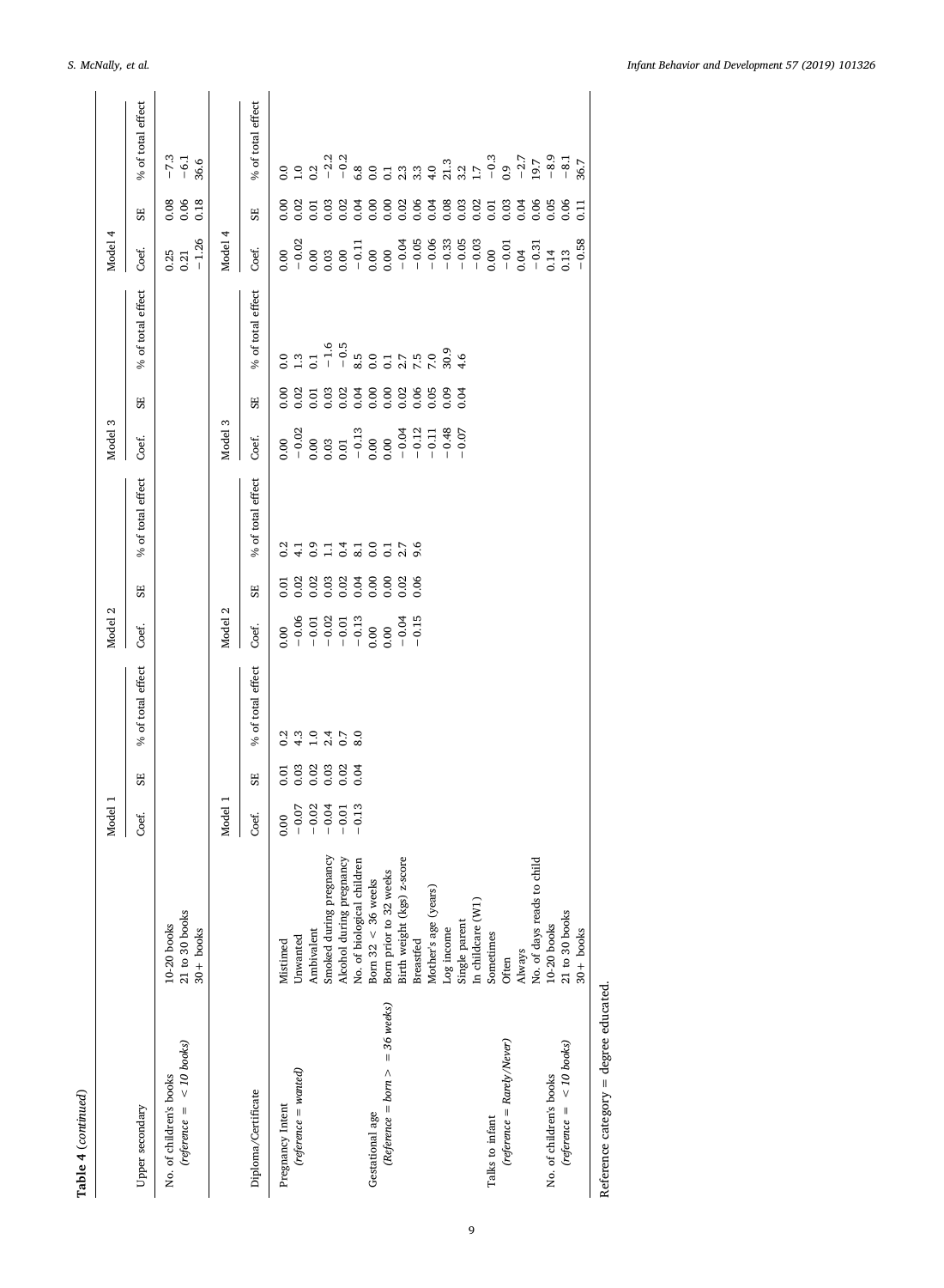Table 4 (*continued*)

| Upper secondary | | Model 1 | | | Model 2 | | | Model 3 | | | Model 4 | | |
|---|---|---|---|---|---|---|---|---|---|---|---|---|---|
| | | Coef. | SE | % of total effect | Coef. | SE | % of total effect | Coef. | SE | % of total effect | Coef. | SE | % of total effect |
| No. of children's books | 10-20 books | | | | | | | | | | 0.25 | 0.08 | −7.3 |
| *(reference = < 10 books)* | 21 to 30 books | | | | | | | | | | 0.21 | 0.06 | −6.1 |
| | 30+ books | | | | | | | | | | −1.26 | 0.18 | 36.6 |

| Diploma/Certificate | | Model 1 | | | Model 2 | | | Model 3 | | | Model 4 | | |
|---|---|---|---|---|---|---|---|---|---|---|---|---|---|
| | | Coef. | SE | % of total effect | Coef. | SE | % of total effect | Coef. | SE | % of total effect | Coef. | SE | % of total effect |
| Pregnancy Intent | Mistimed | 0.00 | 0.01 | 0.2 | 0.00 | 0.01 | 0.2 | 0.00 | 0.00 | 0.0 | 0.00 | 0.00 | 0.0 |
| *(reference = wanted)* | Unwanted | −0.07 | 0.03 | 4.3 | −0.06 | 0.02 | 4.1 | −0.02 | 0.02 | 1.3 | −0.02 | 0.02 | 1.0 |
| | Ambivalent | −0.02 | 0.02 | 1.0 | −0.01 | 0.02 | 0.9 | 0.00 | 0.01 | 0.1 | 0.00 | 0.01 | 0.2 |
| | Smoked during pregnancy | −0.04 | 0.03 | 2.4 | −0.02 | 0.03 | 1.1 | 0.03 | 0.03 | −1.6 | 0.03 | 0.03 | −2.2 |
| | Alcohol during pregnancy | −0.01 | 0.02 | 0.7 | −0.01 | 0.02 | 0.4 | 0.01 | 0.02 | −0.5 | 0.00 | 0.02 | −0.2 |
| | No. of biological children | −0.13 | 0.04 | 8.0 | −0.13 | 0.04 | 8.1 | −0.13 | 0.04 | 8.5 | −0.11 | 0.04 | 6.8 |
| Gestational age | Born 32 < 36 weeks | | | | 0.00 | 0.00 | 0.0 | 0.00 | 0.00 | 0.0 | 0.00 | 0.00 | 0.0 |
| *(Reference = born > = 36 weeks)* | Born prior to 32 weeks | | | | 0.00 | 0.00 | 0.1 | 0.00 | 0.00 | 0.1 | 0.00 | 0.00 | 0.1 |
| | Birth weight (kgs) z-score | | | | −0.04 | 0.02 | 2.7 | −0.04 | 0.02 | 2.7 | −0.04 | 0.02 | 2.3 |
| | Breastfed | | | | −0.15 | 0.06 | 9.6 | −0.12 | 0.06 | 7.5 | −0.05 | 0.06 | 3.3 |
| | Mother's age (years) | | | | | | | −0.11 | 0.05 | 7.0 | −0.06 | 0.04 | 4.0 |
| | Log income | | | | | | | −0.48 | 0.09 | 30.9 | −0.33 | 0.08 | 21.3 |
| | Single parent | | | | | | | −0.07 | 0.04 | 4.6 | −0.05 | 0.03 | 3.2 |
| | In childcare (W1) | | | | | | | | | | −0.03 | 0.02 | 1.7 |
| Talks to infant | Sometimes | | | | | | | | | | 0.00 | 0.01 | −0.3 |
| *(reference = Rarely/Never)* | Often | | | | | | | | | | −0.01 | 0.03 | 0.9 |
| | Always | | | | | | | | | | 0.04 | 0.04 | −2.7 |
| | No. of days reads to child | | | | | | | | | | −0.31 | 0.06 | 19.7 |
| No. of children's books | 10-20 books | | | | | | | | | | 0.14 | 0.05 | −8.9 |
| *(reference = < 10 books)* | 21 to 30 books | | | | | | | | | | 0.13 | 0.06 | −8.1 |
| | 30+ books | | | | | | | | | | −0.58 | 0.11 | 36.7 |

Reference category = degree educated.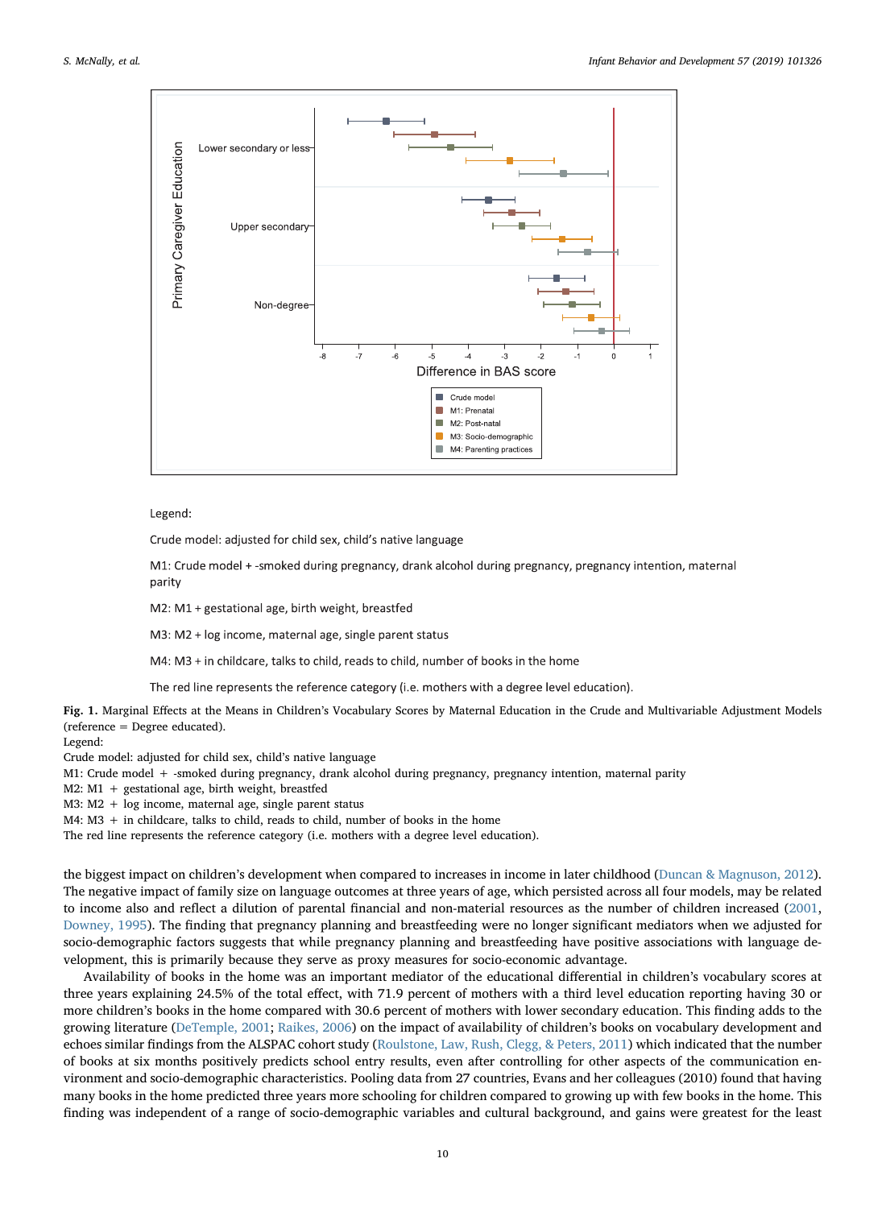Legend:

Crude model: adjusted for child sex, child's native language

M1: Crude model + -smoked during pregnancy, drank alcohol during pregnancy, pregnancy intention, maternal parity

M2: M1 + gestational age, birth weight, breastfed

M3: M2 + log income, maternal age, single parent status

M4: M3 + in childcare, talks to child, reads to child, number of books in the home

The red line represents the reference category (i.e. mothers with a degree level education).

**Fig. 1.** Marginal Effects at the Means in Children's Vocabulary Scores by Maternal Education in the Crude and Multivariable Adjustment Models (reference = Degree educated).
Legend:
Crude model: adjusted for child sex, child's native language
M1: Crude model + -smoked during pregnancy, drank alcohol during pregnancy, pregnancy intention, maternal parity
M2: M1 + gestational age, birth weight, breastfed
M3: M2 + log income, maternal age, single parent status
M4: M3 + in childcare, talks to child, reads to child, number of books in the home
The red line represents the reference category (i.e. mothers with a degree level education).

the biggest impact on children's development when compared to increases in income in later childhood (Duncan & Magnuson, 2012). The negative impact of family size on language outcomes at three years of age, which persisted across all four models, may be related to income also and reflect a dilution of parental financial and non-material resources as the number of children increased (2001, Downey, 1995). The finding that pregnancy planning and breastfeeding were no longer significant mediators when we adjusted for socio-demographic factors suggests that while pregnancy planning and breastfeeding have positive associations with language development, this is primarily because they serve as proxy measures for socio-economic advantage.

Availability of books in the home was an important mediator of the educational differential in children's vocabulary scores at three years explaining 24.5% of the total effect, with 71.9 percent of mothers with a third level education reporting having 30 or more children's books in the home compared with 30.6 percent of mothers with lower secondary education. This finding adds to the growing literature (DeTemple, 2001; Raikes, 2006) on the impact of availability of children's books on vocabulary development and echoes similar findings from the ALSPAC cohort study (Roulstone, Law, Rush, Clegg, & Peters, 2011) which indicated that the number of books at six months positively predicts school entry results, even after controlling for other aspects of the communication environment and socio-demographic characteristics. Pooling data from 27 countries, Evans and her colleagues (2010) found that having many books in the home predicted three years more schooling for children compared to growing up with few books in the home. This finding was independent of a range of socio-demographic variables and cultural background, and gains were greatest for the least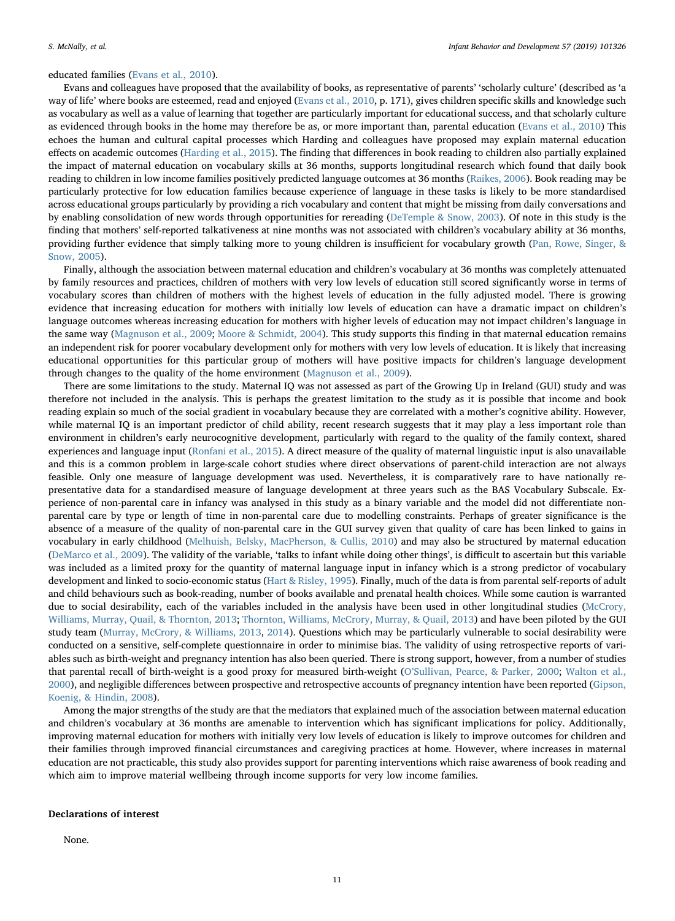educated families (Evans et al., 2010).

Evans and colleagues have proposed that the availability of books, as representative of parents' 'scholarly culture' (described as 'a way of life' where books are esteemed, read and enjoyed (Evans et al., 2010, p. 171), gives children specific skills and knowledge such as vocabulary as well as a value of learning that together are particularly important for educational success, and that scholarly culture as evidenced through books in the home may therefore be as, or more important than, parental education (Evans et al., 2010) This echoes the human and cultural capital processes which Harding and colleagues have proposed may explain maternal education effects on academic outcomes (Harding et al., 2015). The finding that differences in book reading to children also partially explained the impact of maternal education on vocabulary skills at 36 months, supports longitudinal research which found that daily book reading to children in low income families positively predicted language outcomes at 36 months (Raikes, 2006). Book reading may be particularly protective for low education families because experience of language in these tasks is likely to be more standardised across educational groups particularly by providing a rich vocabulary and content that might be missing from daily conversations and by enabling consolidation of new words through opportunities for rereading (DeTemple & Snow, 2003). Of note in this study is the finding that mothers' self-reported talkativeness at nine months was not associated with children's vocabulary ability at 36 months, providing further evidence that simply talking more to young children is insufficient for vocabulary growth (Pan, Rowe, Singer, & Snow, 2005).

Finally, although the association between maternal education and children's vocabulary at 36 months was completely attenuated by family resources and practices, children of mothers with very low levels of education still scored significantly worse in terms of vocabulary scores than children of mothers with the highest levels of education in the fully adjusted model. There is growing evidence that increasing education for mothers with initially low levels of education can have a dramatic impact on children's language outcomes whereas increasing education for mothers with higher levels of education may not impact children's language in the same way (Magnuson et al., 2009; Moore & Schmidt, 2004). This study supports this finding in that maternal education remains an independent risk for poorer vocabulary development only for mothers with very low levels of education. It is likely that increasing educational opportunities for this particular group of mothers will have positive impacts for children's language development through changes to the quality of the home environment (Magnuson et al., 2009).

There are some limitations to the study. Maternal IQ was not assessed as part of the Growing Up in Ireland (GUI) study and was therefore not included in the analysis. This is perhaps the greatest limitation to the study as it is possible that income and book reading explain so much of the social gradient in vocabulary because they are correlated with a mother's cognitive ability. However, while maternal IQ is an important predictor of child ability, recent research suggests that it may play a less important role than environment in children's early neurocognitive development, particularly with regard to the quality of the family context, shared experiences and language input (Ronfani et al., 2015). A direct measure of the quality of maternal linguistic input is also unavailable and this is a common problem in large-scale cohort studies where direct observations of parent-child interaction are not always feasible. Only one measure of language development was used. Nevertheless, it is comparatively rare to have nationally representative data for a standardised measure of language development at three years such as the BAS Vocabulary Subscale. Experience of non-parental care in infancy was analysed in this study as a binary variable and the model did not differentiate non-parental care by type or length of time in non-parental care due to modelling constraints. Perhaps of greater significance is the absence of a measure of the quality of non-parental care in the GUI survey given that quality of care has been linked to gains in vocabulary in early childhood (Melhuish, Belsky, MacPherson, & Cullis, 2010) and may also be structured by maternal education (DeMarco et al., 2009). The validity of the variable, 'talks to infant while doing other things', is difficult to ascertain but this variable was included as a limited proxy for the quantity of maternal language input in infancy which is a strong predictor of vocabulary development and linked to socio-economic status (Hart & Risley, 1995). Finally, much of the data is from parental self-reports of adult and child behaviours such as book-reading, number of books available and prenatal health choices. While some caution is warranted due to social desirability, each of the variables included in the analysis have been used in other longitudinal studies (McCrory, Williams, Murray, Quail, & Thornton, 2013; Thornton, Williams, McCrory, Murray, & Quail, 2013) and have been piloted by the GUI study team (Murray, McCrory, & Williams, 2013, 2014). Questions which may be particularly vulnerable to social desirability were conducted on a sensitive, self-complete questionnaire in order to minimise bias. The validity of using retrospective reports of variables such as birth-weight and pregnancy intention has also been queried. There is strong support, however, from a number of studies that parental recall of birth-weight is a good proxy for measured birth-weight (O'Sullivan, Pearce, & Parker, 2000; Walton et al., 2000), and negligible differences between prospective and retrospective accounts of pregnancy intention have been reported (Gipson, Koenig, & Hindin, 2008).

Among the major strengths of the study are that the mediators that explained much of the association between maternal education and children's vocabulary at 36 months are amenable to intervention which has significant implications for policy. Additionally, improving maternal education for mothers with initially very low levels of education is likely to improve outcomes for children and their families through improved financial circumstances and caregiving practices at home. However, where increases in maternal education are not practicable, this study also provides support for parenting interventions which raise awareness of book reading and which aim to improve material wellbeing through income supports for very low income families.

## Declarations of interest

None.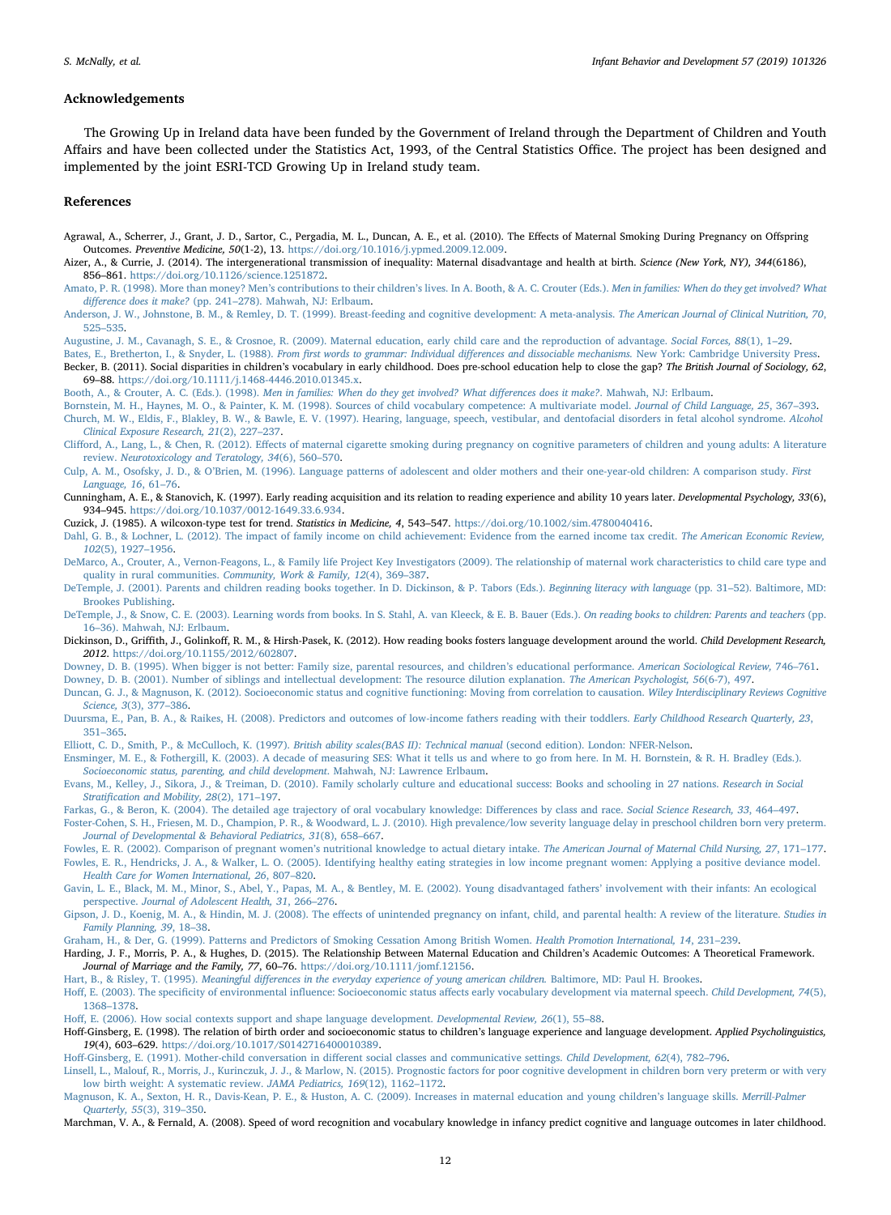## Acknowledgements

The Growing Up in Ireland data have been funded by the Government of Ireland through the Department of Children and Youth Affairs and have been collected under the Statistics Act, 1993, of the Central Statistics Office. The project has been designed and implemented by the joint ESRI-TCD Growing Up in Ireland study team.

## References

Agrawal, A., Scherrer, J., Grant, J. D., Sartor, C., Pergadia, M. L., Duncan, A. E., et al. (2010). The Effects of Maternal Smoking During Pregnancy on Offspring Outcomes. *Preventive Medicine, 50*(1-2), 13. https://doi.org/10.1016/j.ypmed.2009.12.009.

Aizer, A., & Currie, J. (2014). The intergenerational transmission of inequality: Maternal disadvantage and health at birth. *Science (New York, NY), 344*(6186), 856–861. https://doi.org/10.1126/science.1251872.

Amato, P. R. (1998). More than money? Men's contributions to their children's lives. In A. Booth, & A. C. Crouter (Eds.). *Men in families: When do they get involved? What difference does it make?* (pp. 241–278). Mahwah, NJ: Erlbaum.

Anderson, J. W., Johnstone, B. M., & Remley, D. T. (1999). Breast-feeding and cognitive development: A meta-analysis. *The American Journal of Clinical Nutrition, 70*, 525–535.

Augustine, J. M., Cavanagh, S. E., & Crosnoe, R. (2009). Maternal education, early child care and the reproduction of advantage. *Social Forces, 88*(1), 1–29.

Bates, E., Bretherton, I., & Snyder, L. (1988). *From first words to grammar: Individual differences and dissociable mechanisms.* New York: Cambridge University Press.

Becker, B. (2011). Social disparities in children's vocabulary in early childhood. Does pre-school education help to close the gap? *The British Journal of Sociology, 62*, 69–88. https://doi.org/10.1111/j.1468-4446.2010.01345.x.

Booth, A., & Crouter, A. C. (Eds.). (1998). *Men in families: When do they get involved? What differences does it make?*. Mahwah, NJ: Erlbaum.

Bornstein, M. H., Haynes, M. O., & Painter, K. M. (1998). Sources of child vocabulary competence: A multivariate model. *Journal of Child Language, 25*, 367–393.

Church, M. W., Eldis, F., Blakley, B. W., & Bawle, E. V. (1997). Hearing, language, speech, vestibular, and dentofacial disorders in fetal alcohol syndrome. *Alcohol Clinical Exposure Research, 21*(2), 227–237.

Clifford, A., Lang, L., & Chen, R. (2012). Effects of maternal cigarette smoking during pregnancy on cognitive parameters of children and young adults: A literature review. *Neurotoxicology and Teratology, 34*(6), 560–570.

Culp, A. M., Osofsky, J. D., & O'Brien, M. (1996). Language patterns of adolescent and older mothers and their one-year-old children: A comparison study. *First Language, 16*, 61–76.

Cunningham, A. E., & Stanovich, K. (1997). Early reading acquisition and its relation to reading experience and ability 10 years later. *Developmental Psychology, 33*(6), 934–945. https://doi.org/10.1037/0012-1649.33.6.934.

Cuzick, J. (1985). A wilcoxon-type test for trend. *Statistics in Medicine, 4*, 543–547. https://doi.org/10.1002/sim.4780040416.

Dahl, G. B., & Lochner, L. (2012). The impact of family income on child achievement: Evidence from the earned income tax credit. *The American Economic Review, 102*(5), 1927–1956.

DeMarco, A., Crouter, A., Vernon-Feagons, L., & Family life Project Key Investigators (2009). The relationship of maternal work characteristics to child care type and quality in rural communities. *Community, Work & Family, 12*(4), 369–387.

DeTemple, J. (2001). Parents and children reading books together. In D. Dickinson, & P. Tabors (Eds.). *Beginning literacy with language* (pp. 31–52). Baltimore, MD: Brookes Publishing.

DeTemple, J., & Snow, C. E. (2003). Learning words from books. In S. Stahl, A. van Kleeck, & E. B. Bauer (Eds.). *On reading books to children: Parents and teachers* (pp. 16–36). Mahwah, NJ: Erlbaum.

Dickinson, D., Griffith, J., Golinkoff, R. M., & Hirsh-Pasek, K. (2012). How reading books fosters language development around the world. *Child Development Research, 2012*. https://doi.org/10.1155/2012/602807.

Downey, D. B. (1995). When bigger is not better: Family size, parental resources, and children's educational performance. *American Sociological Review*, 746–761.

Downey, D. B. (2001). Number of siblings and intellectual development: The resource dilution explanation. *The American Psychologist, 56*(6-7), 497.

Duncan, G. J., & Magnuson, K. (2012). Socioeconomic status and cognitive functioning: Moving from correlation to causation. *Wiley Interdisciplinary Reviews Cognitive Science, 3*(3), 377–386.

Duursma, E., Pan, B. A., & Raikes, H. (2008). Predictors and outcomes of low-income fathers reading with their toddlers. *Early Childhood Research Quarterly, 23*, 351–365.

Elliott, C. D., Smith, P., & McCulloch, K. (1997). *British ability scales(BAS II): Technical manual* (second edition). London: NFER-Nelson.

Ensminger, M. E., & Fothergill, K. (2003). A decade of measuring SES: What it tells us and where to go from here. In M. H. Bornstein, & R. H. Bradley (Eds.). *Socioeconomic status, parenting, and child development.* Mahwah, NJ: Lawrence Erlbaum.

Evans, M., Kelley, J., Sikora, J., & Treiman, D. (2010). Family scholarly culture and educational success: Books and schooling in 27 nations. *Research in Social Stratification and Mobility, 28*(2), 171–197.

Farkas, G., & Beron, K. (2004). The detailed age trajectory of oral vocabulary knowledge: Differences by class and race. *Social Science Research, 33*, 464–497.

Foster-Cohen, S. H., Friesen, M. D., Champion, P. R., & Woodward, L. J. (2010). High prevalence/low severity language delay in preschool children born very preterm. *Journal of Developmental & Behavioral Pediatrics, 31*(8), 658–667.

Fowles, E. R. (2002). Comparison of pregnant women's nutritional knowledge to actual dietary intake. *The American Journal of Maternal Child Nursing, 27*, 171–177.

Fowles, E. R., Hendricks, J. A., & Walker, L. O. (2005). Identifying healthy eating strategies in low income pregnant women: Applying a positive deviance model. *Health Care for Women International, 26*, 807–820.

Gavin, L. E., Black, M. M., Minor, S., Abel, Y., Papas, M. A., & Bentley, M. E. (2002). Young disadvantaged fathers' involvement with their infants: An ecological perspective. *Journal of Adolescent Health, 31*, 266–276.

Gipson, J. D., Koenig, M. A., & Hindin, M. J. (2008). The effects of unintended pregnancy on infant, child, and parental health: A review of the literature. *Studies in Family Planning, 39*, 18–38.

Graham, H., & Der, G. (1999). Patterns and Predictors of Smoking Cessation Among British Women. *Health Promotion International, 14*, 231–239.

Harding, J. F., Morris, P. A., & Hughes, D. (2015). The Relationship Between Maternal Education and Children's Academic Outcomes: A Theoretical Framework. *Journal of Marriage and the Family, 77*, 60–76. https://doi.org/10.1111/jomf.12156.

Hart, B., & Risley, T. (1995). *Meaningful differences in the everyday experience of young american children.* Baltimore, MD: Paul H. Brookes.

Hoff, E. (2003). The specificity of environmental influence: Socioeconomic status affects early vocabulary development via maternal speech. *Child Development, 74*(5), 1368–1378.

Hoff, E. (2006). How social contexts support and shape language development. *Developmental Review, 26*(1), 55–88.

Hoff-Ginsberg, E. (1998). The relation of birth order and socioeconomic status to children's language experience and language development. *Applied Psycholinguistics, 19*(4), 603–629. https://doi.org/10.1017/S0142716400010389.

Hoff-Ginsberg, E. (1991). Mother-child conversation in different social classes and communicative settings. *Child Development, 62*(4), 782–796.

Linsell, L., Malouf, R., Morris, J., Kurinczuk, J. J., & Marlow, N. (2015). Prognostic factors for poor cognitive development in children born very preterm or with very low birth weight: A systematic review. *JAMA Pediatrics, 169*(12), 1162–1172.

Magnuson, K. A., Sexton, H. R., Davis-Kean, P. E., & Huston, A. C. (2009). Increases in maternal education and young children's language skills. *Merrill-Palmer Quarterly, 55*(3), 319–350.

Marchman, V. A., & Fernald, A. (2008). Speed of word recognition and vocabulary knowledge in infancy predict cognitive and language outcomes in later childhood.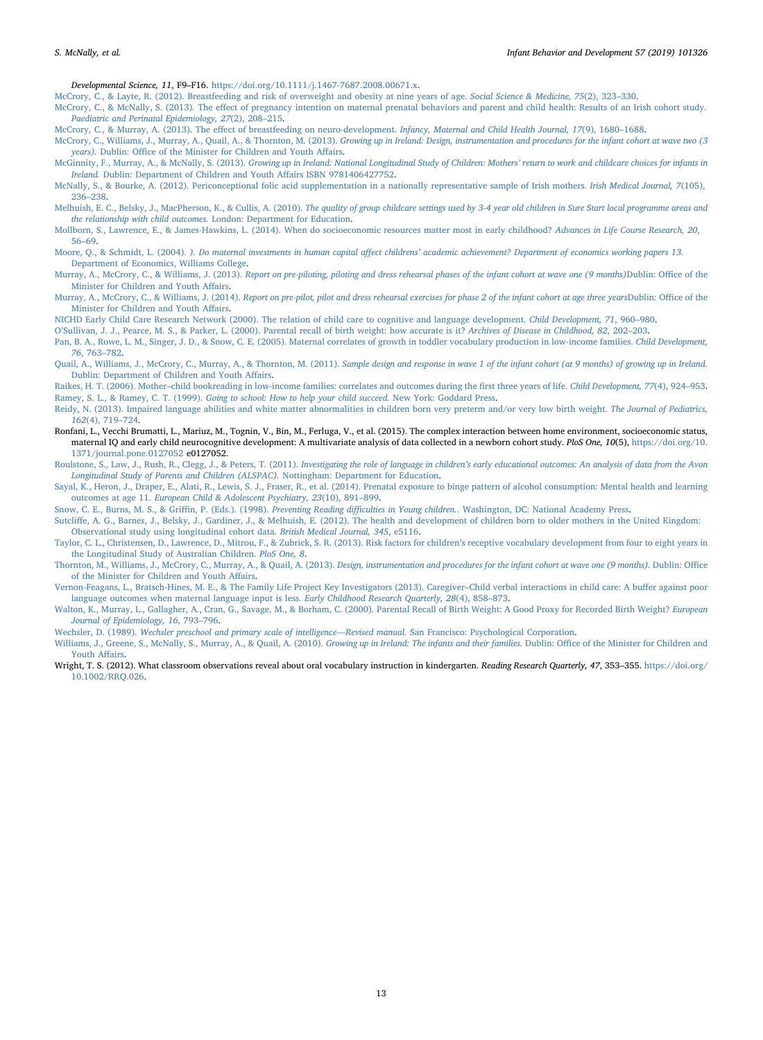*Developmental Science, 11*, F9–F16. https://doi.org/10.1111/j.1467-7687.2008.00671.x.

McCrory, C., & Layte, R. (2012). Breastfeeding and risk of overweight and obesity at nine years of age. *Social Science & Medicine, 75*(2), 323–330.

McCrory, C., & McNally, S. (2013). The effect of pregnancy intention on maternal prenatal behaviors and parent and child health: Results of an Irish cohort study. *Paediatric and Perinatal Epidemiology, 27*(2), 208–215.

McCrory, C., & Murray, A. (2013). The effect of breastfeeding on neuro-development. *Infancy, Maternal and Child Health Journal, 17*(9), 1680–1688.

McCrory, C., Williams, J., Murray, A., Quail, A., & Thornton, M. (2013). *Growing up in Ireland: Design, instrumentation and procedures for the infant cohort at wave two (3 years).* Dublin: Office of the Minister for Children and Youth Affairs.

McGinnity, F., Murray, A., & McNally, S. (2013). *Growing up in Ireland: National Longitudinal Study of Children: Mothers' return to work and childcare choices for infants in Ireland.* Dublin: Department of Children and Youth Affairs ISBN 9781406427752.

McNally, S., & Bourke, A. (2012). Periconceptional folic acid supplementation in a nationally representative sample of Irish mothers. *Irish Medical Journal, 7*(105), 236–238.

Melhuish, E. C., Belsky, J., MacPherson, K., & Cullis, A. (2010). *The quality of group childcare settings used by 3-4 year old children in Sure Start local programme areas and the relationship with child outcomes.* London: Department for Education.

Mollborn, S., Lawrence, E., & James-Hawkins, L. (2014). When do socioeconomic resources matter most in early childhood? *Advances in Life Course Research, 20*, 56–69.

Moore, Q., & Schmidt, L. (2004). *). Do maternal investments in human capital affect childrens' academic achievement? Department of economics working papers 13.* Department of Economics, Williams College.

Murray, A., McCrory, C., & Williams, J. (2013). *Report on pre-piloting, piloting and dress rehearsal phases of the infant cohort at wave one (9 months)*Dublin: Office of the Minister for Children and Youth Affairs.

Murray, A., McCrory, C., & Williams, J. (2014). *Report on pre-pilot, pilot and dress rehearsal exercises for phase 2 of the infant cohort at age three years*Dublin: Office of the Minister for Children and Youth Affairs.

NICHD Early Child Care Research Network (2000). The relation of child care to cognitive and language development. *Child Development, 71*, 960–980.

O'Sullivan, J. J., Pearce, M. S., & Parker, L. (2000). Parental recall of birth weight: how accurate is it? *Archives of Disease in Childhood, 82*, 202–203.

Pan, B. A., Rowe, L. M., Singer, J. D., & Snow, C. E. (2005). Maternal correlates of growth in toddler vocabulary production in low-income families. *Child Development, 76*, 763–782.

Quail, A., Williams, J., McCrory, C., Murray, A., & Thornton, M. (2011). *Sample design and response in wave 1 of the infant cohort (at 9 months) of growing up in Ireland.* Dublin: Department of Children and Youth Affairs.

Raikes, H. T. (2006). Mother–child bookreading in low-income families: correlates and outcomes during the first three years of life. *Child Development, 77*(4), 924–953.

Ramey, S. L., & Ramey, C. T. (1999). *Going to school: How to help your child succeed.* New York: Goddard Press.

Reidy, N. (2013). Impaired language abilities and white matter abnormalities in children born very preterm and/or very low birth weight. *The Journal of Pediatrics, 162*(4), 719–724.

Ronfani, L., Vecchi Brumatti, L., Mariuz, M., Tognin, V., Bin, M., Ferluga, V., et al. (2015). The complex interaction between home environment, socioeconomic status, maternal IQ and early child neurocognitive development: A multivariate analysis of data collected in a newborn cohort study. *PloS One, 10*(5), https://doi.org/10.1371/journal.pone.0127052 e0127052.

Roulstone, S., Law, J., Rush, R., Clegg, J., & Peters, T. (2011). *Investigating the role of language in children's early educational outcomes: An analysis of data from the Avon Longitudinal Study of Parents and Children (ALSPAC).* Nottingham: Department for Education.

Sayal, K., Heron, J., Draper, E., Alati, R., Lewis, S. J., Fraser, R., et al. (2014). Prenatal exposure to binge pattern of alcohol consumption: Mental health and learning outcomes at age 11. *European Child & Adolescent Psychiatry, 23*(10), 891–899.

Snow, C. E., Burns, M. S., & Griffin, P. (Eds.). (1998). *Preventing Reading difficulties in Young children.*. Washington, DC: National Academy Press.

Sutcliffe, A. G., Barnes, J., Belsky, J., Gardiner, J., & Melhuish, E. (2012). The health and development of children born to older mothers in the United Kingdom: Observational study using longitudinal cohort data. *British Medical Journal, 345*, e5116.

Taylor, C. L., Christensen, D., Lawrence, D., Mitrou, F., & Zubrick, S. R. (2013). Risk factors for children's receptive vocabulary development from four to eight years in the Longitudinal Study of Australian Children. *PloS One, 8*.

Thornton, M., Williams, J., McCrory, C., Murray, A., & Quail, A. (2013). *Design, instrumentation and procedures for the infant cohort at wave one (9 months)*. Dublin: Office of the Minister for Children and Youth Affairs.

Vernon-Feagans, L., Bratsch-Hines, M. E., & The Family Life Project Key Investigators (2013). Caregiver–Child verbal interactions in child care: A buffer against poor language outcomes when maternal language input is less. *Early Childhood Research Quarterly, 28*(4), 858–873.

Walton, K., Murray, L., Gallagher, A., Cran, G., Savage, M., & Borham, C. (2000). Parental Recall of Birth Weight: A Good Proxy for Recorded Birth Weight? *European Journal of Epidemiology, 16*, 793–796.

Wechsler, D. (1989). *Wechsler preschool and primary scale of intelligence—Revised manual.* San Francisco: Psychological Corporation.

Williams, J., Greene, S., McNally, S., Murray, A., & Quail, A. (2010). *Growing up in Ireland: The infants and their families.* Dublin: Office of the Minister for Children and Youth Affairs.

Wright, T. S. (2012). What classroom observations reveal about oral vocabulary instruction in kindergarten. *Reading Research Quarterly, 47*, 353–355. https://doi.org/10.1002/RRQ.026.